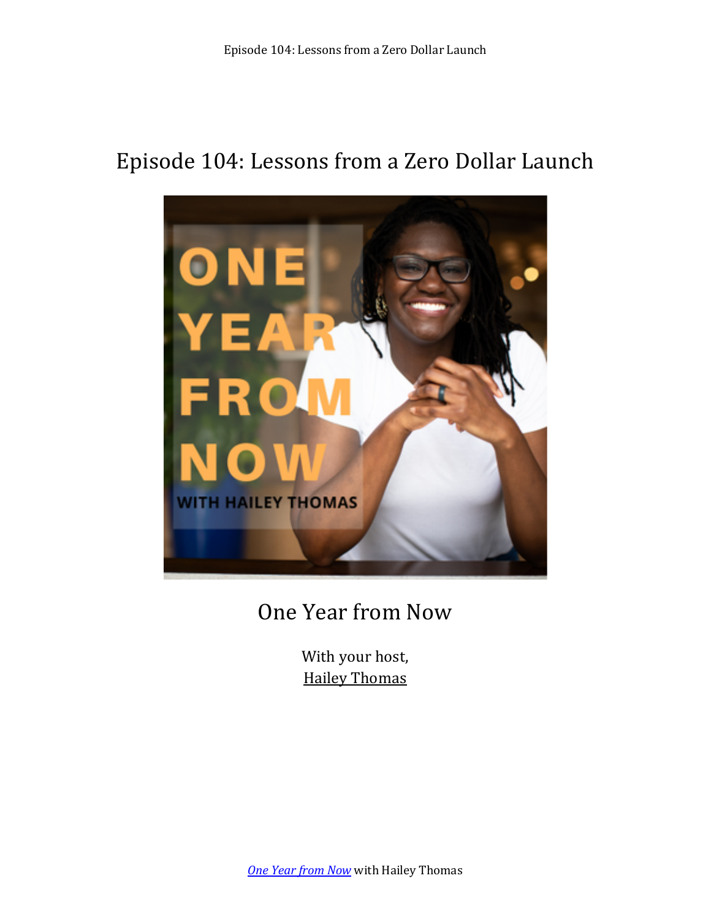# Episode 104: Lessons from a Zero Dollar Launch

## One Year from Now

With your host,
Hailey Thomas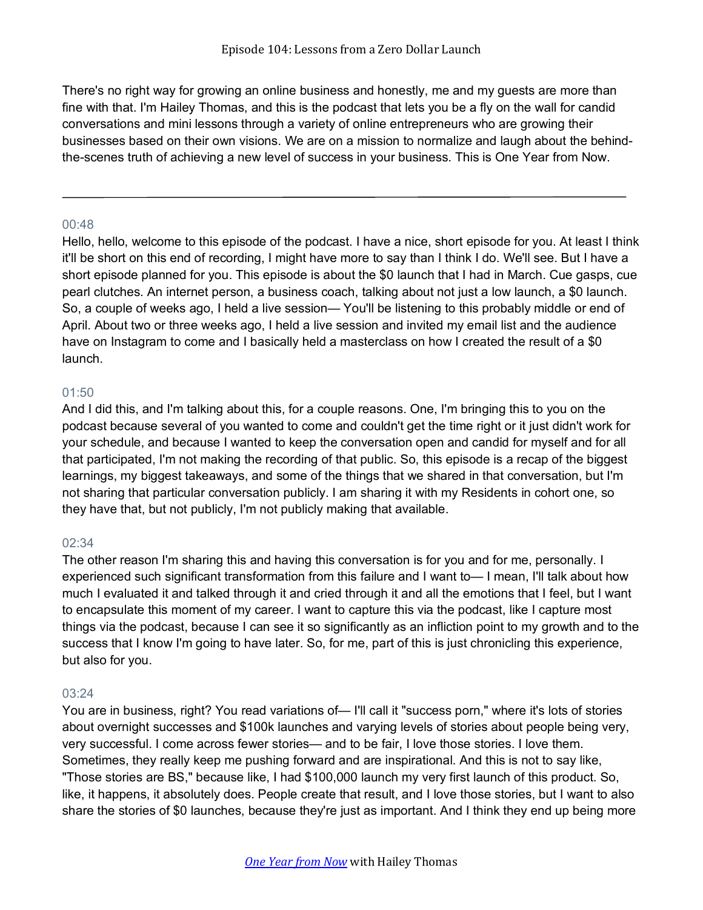There's no right way for growing an online business and honestly, me and my guests are more than fine with that. I'm Hailey Thomas, and this is the podcast that lets you be a fly on the wall for candid conversations and mini lessons through a variety of online entrepreneurs who are growing their businesses based on their own visions. We are on a mission to normalize and laugh about the behind-the-scenes truth of achieving a new level of success in your business. This is One Year from Now.

---

00:48

Hello, hello, welcome to this episode of the podcast. I have a nice, short episode for you. At least I think it'll be short on this end of recording, I might have more to say than I think I do. We'll see. But I have a short episode planned for you. This episode is about the $0 launch that I had in March. Cue gasps, cue pearl clutches. An internet person, a business coach, talking about not just a low launch, a $0 launch. So, a couple of weeks ago, I held a live session— You'll be listening to this probably middle or end of April. About two or three weeks ago, I held a live session and invited my email list and the audience have on Instagram to come and I basically held a masterclass on how I created the result of a $0 launch.

01:50

And I did this, and I'm talking about this, for a couple reasons. One, I'm bringing this to you on the podcast because several of you wanted to come and couldn't get the time right or it just didn't work for your schedule, and because I wanted to keep the conversation open and candid for myself and for all that participated, I'm not making the recording of that public. So, this episode is a recap of the biggest learnings, my biggest takeaways, and some of the things that we shared in that conversation, but I'm not sharing that particular conversation publicly. I am sharing it with my Residents in cohort one, so they have that, but not publicly, I'm not publicly making that available.

02:34

The other reason I'm sharing this and having this conversation is for you and for me, personally. I experienced such significant transformation from this failure and I want to— I mean, I'll talk about how much I evaluated it and talked through it and cried through it and all the emotions that I feel, but I want to encapsulate this moment of my career. I want to capture this via the podcast, like I capture most things via the podcast, because I can see it so significantly as an infliction point to my growth and to the success that I know I'm going to have later. So, for me, part of this is just chronicling this experience, but also for you.

03:24

You are in business, right? You read variations of— I'll call it "success porn," where it's lots of stories about overnight successes and $100k launches and varying levels of stories about people being very, very successful. I come across fewer stories— and to be fair, I love those stories. I love them. Sometimes, they really keep me pushing forward and are inspirational. And this is not to say like, "Those stories are BS," because like, I had $100,000 launch my very first launch of this product. So, like, it happens, it absolutely does. People create that result, and I love those stories, but I want to also share the stories of $0 launches, because they're just as important. And I think they end up being more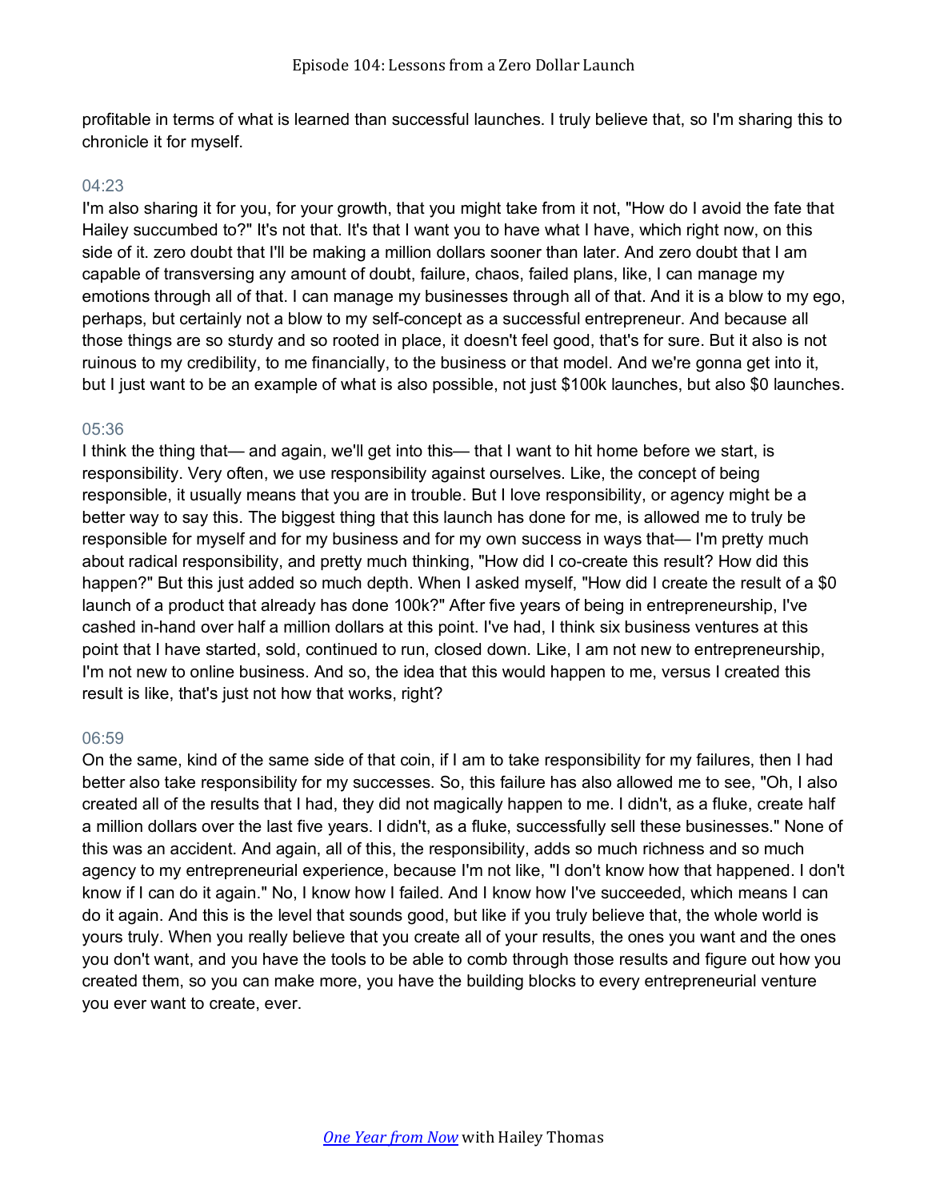profitable in terms of what is learned than successful launches. I truly believe that, so I'm sharing this to chronicle it for myself.

04:23

I'm also sharing it for you, for your growth, that you might take from it not, "How do I avoid the fate that Hailey succumbed to?" It's not that. It's that I want you to have what I have, which right now, on this side of it. zero doubt that I'll be making a million dollars sooner than later. And zero doubt that I am capable of transversing any amount of doubt, failure, chaos, failed plans, like, I can manage my emotions through all of that. I can manage my businesses through all of that. And it is a blow to my ego, perhaps, but certainly not a blow to my self-concept as a successful entrepreneur. And because all those things are so sturdy and so rooted in place, it doesn't feel good, that's for sure. But it also is not ruinous to my credibility, to me financially, to the business or that model. And we're gonna get into it, but I just want to be an example of what is also possible, not just $100k launches, but also $0 launches.

05:36

I think the thing that— and again, we'll get into this— that I want to hit home before we start, is responsibility. Very often, we use responsibility against ourselves. Like, the concept of being responsible, it usually means that you are in trouble. But I love responsibility, or agency might be a better way to say this. The biggest thing that this launch has done for me, is allowed me to truly be responsible for myself and for my business and for my own success in ways that— I'm pretty much about radical responsibility, and pretty much thinking, "How did I co-create this result? How did this happen?" But this just added so much depth. When I asked myself, "How did I create the result of a $0 launch of a product that already has done 100k?" After five years of being in entrepreneurship, I've cashed in-hand over half a million dollars at this point. I've had, I think six business ventures at this point that I have started, sold, continued to run, closed down. Like, I am not new to entrepreneurship, I'm not new to online business. And so, the idea that this would happen to me, versus I created this result is like, that's just not how that works, right?

06:59

On the same, kind of the same side of that coin, if I am to take responsibility for my failures, then I had better also take responsibility for my successes. So, this failure has also allowed me to see, "Oh, I also created all of the results that I had, they did not magically happen to me. I didn't, as a fluke, create half a million dollars over the last five years. I didn't, as a fluke, successfully sell these businesses." None of this was an accident. And again, all of this, the responsibility, adds so much richness and so much agency to my entrepreneurial experience, because I'm not like, "I don't know how that happened. I don't know if I can do it again." No, I know how I failed. And I know how I've succeeded, which means I can do it again. And this is the level that sounds good, but like if you truly believe that, the whole world is yours truly. When you really believe that you create all of your results, the ones you want and the ones you don't want, and you have the tools to be able to comb through those results and figure out how you created them, so you can make more, you have the building blocks to every entrepreneurial venture you ever want to create, ever.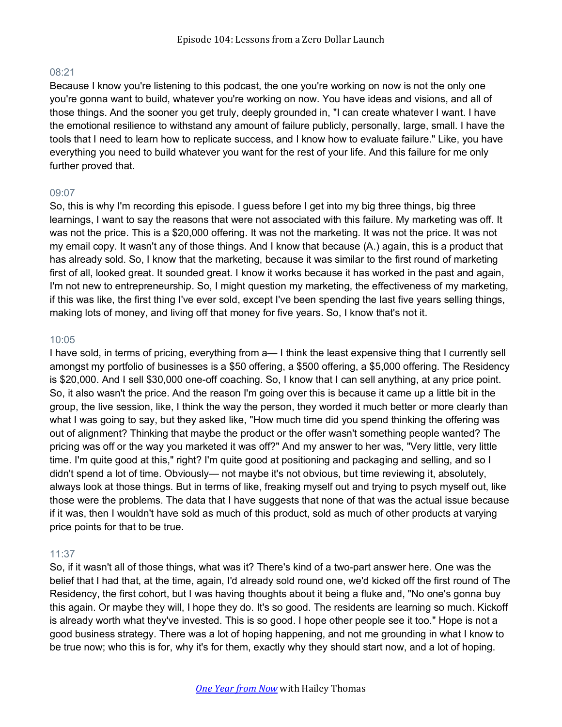08:21

Because I know you're listening to this podcast, the one you're working on now is not the only one you're gonna want to build, whatever you're working on now. You have ideas and visions, and all of those things. And the sooner you get truly, deeply grounded in, "I can create whatever I want. I have the emotional resilience to withstand any amount of failure publicly, personally, large, small. I have the tools that I need to learn how to replicate success, and I know how to evaluate failure." Like, you have everything you need to build whatever you want for the rest of your life. And this failure for me only further proved that.

09:07

So, this is why I'm recording this episode. I guess before I get into my big three things, big three learnings, I want to say the reasons that were not associated with this failure. My marketing was off. It was not the price. This is a $20,000 offering. It was not the marketing. It was not the price. It was not my email copy. It wasn't any of those things. And I know that because (A.) again, this is a product that has already sold. So, I know that the marketing, because it was similar to the first round of marketing first of all, looked great. It sounded great. I know it works because it has worked in the past and again, I'm not new to entrepreneurship. So, I might question my marketing, the effectiveness of my marketing, if this was like, the first thing I've ever sold, except I've been spending the last five years selling things, making lots of money, and living off that money for five years. So, I know that's not it.

10:05

I have sold, in terms of pricing, everything from a— I think the least expensive thing that I currently sell amongst my portfolio of businesses is a $50 offering, a $500 offering, a $5,000 offering. The Residency is $20,000. And I sell $30,000 one-off coaching. So, I know that I can sell anything, at any price point. So, it also wasn't the price. And the reason I'm going over this is because it came up a little bit in the group, the live session, like, I think the way the person, they worded it much better or more clearly than what I was going to say, but they asked like, "How much time did you spend thinking the offering was out of alignment? Thinking that maybe the product or the offer wasn't something people wanted? The pricing was off or the way you marketed it was off?" And my answer to her was, "Very little, very little time. I'm quite good at this," right? I'm quite good at positioning and packaging and selling, and so I didn't spend a lot of time. Obviously— not maybe it's not obvious, but time reviewing it, absolutely, always look at those things. But in terms of like, freaking myself out and trying to psych myself out, like those were the problems. The data that I have suggests that none of that was the actual issue because if it was, then I wouldn't have sold as much of this product, sold as much of other products at varying price points for that to be true.

11:37

So, if it wasn't all of those things, what was it? There's kind of a two-part answer here. One was the belief that I had that, at the time, again, I'd already sold round one, we'd kicked off the first round of The Residency, the first cohort, but I was having thoughts about it being a fluke and, "No one's gonna buy this again. Or maybe they will, I hope they do. It's so good. The residents are learning so much. Kickoff is already worth what they've invested. This is so good. I hope other people see it too." Hope is not a good business strategy. There was a lot of hoping happening, and not me grounding in what I know to be true now; who this is for, why it's for them, exactly why they should start now, and a lot of hoping.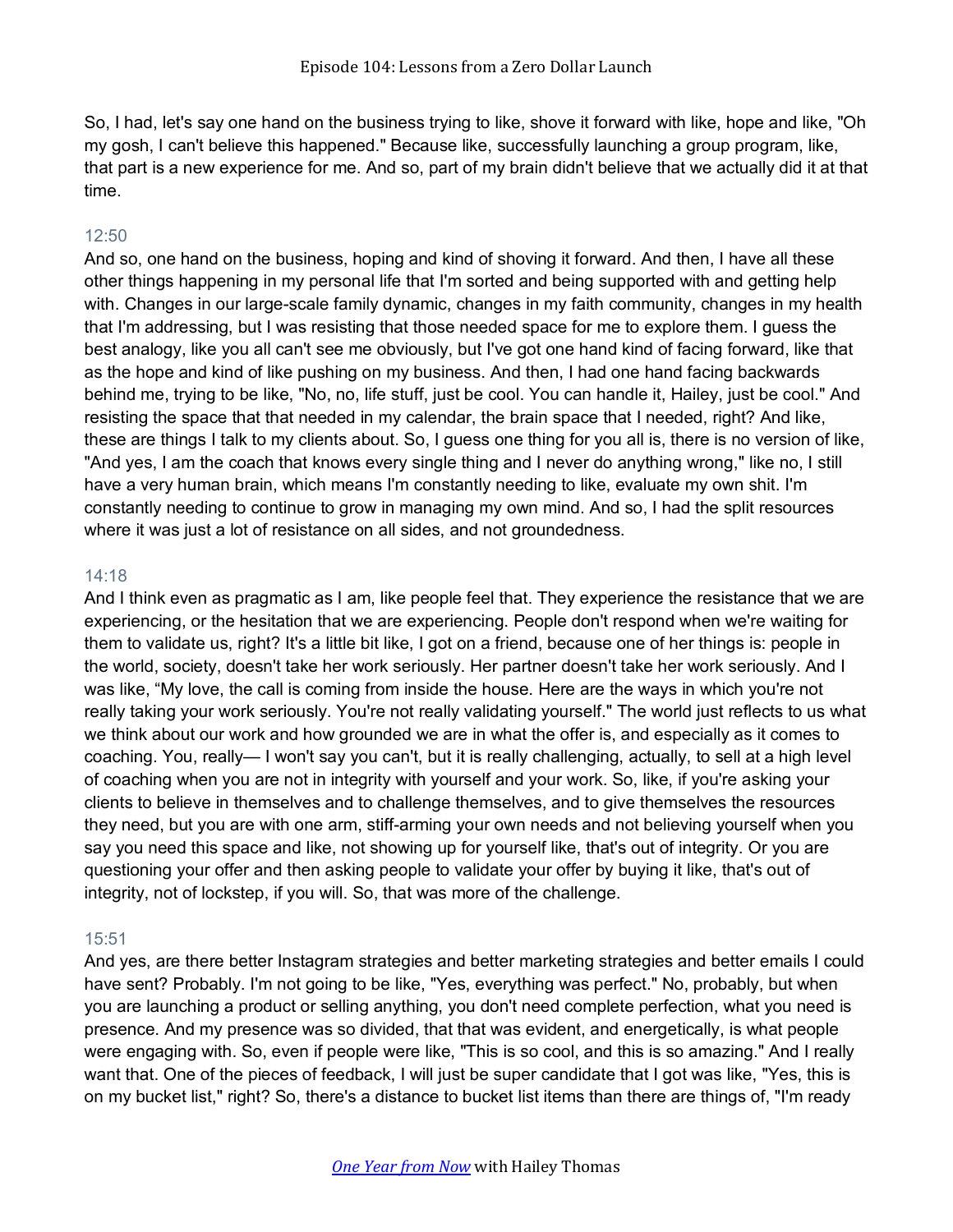So, I had, let's say one hand on the business trying to like, shove it forward with like, hope and like, "Oh my gosh, I can't believe this happened." Because like, successfully launching a group program, like, that part is a new experience for me. And so, part of my brain didn't believe that we actually did it at that time.

12:50

And so, one hand on the business, hoping and kind of shoving it forward. And then, I have all these other things happening in my personal life that I'm sorted and being supported with and getting help with. Changes in our large-scale family dynamic, changes in my faith community, changes in my health that I'm addressing, but I was resisting that those needed space for me to explore them. I guess the best analogy, like you all can't see me obviously, but I've got one hand kind of facing forward, like that as the hope and kind of like pushing on my business. And then, I had one hand facing backwards behind me, trying to be like, "No, no, life stuff, just be cool. You can handle it, Hailey, just be cool." And resisting the space that that needed in my calendar, the brain space that I needed, right? And like, these are things I talk to my clients about. So, I guess one thing for you all is, there is no version of like, "And yes, I am the coach that knows every single thing and I never do anything wrong," like no, I still have a very human brain, which means I'm constantly needing to like, evaluate my own shit. I'm constantly needing to continue to grow in managing my own mind. And so, I had the split resources where it was just a lot of resistance on all sides, and not groundedness.

14:18

And I think even as pragmatic as I am, like people feel that. They experience the resistance that we are experiencing, or the hesitation that we are experiencing. People don't respond when we're waiting for them to validate us, right? It's a little bit like, I got on a friend, because one of her things is: people in the world, society, doesn't take her work seriously. Her partner doesn't take her work seriously. And I was like, "My love, the call is coming from inside the house. Here are the ways in which you're not really taking your work seriously. You're not really validating yourself." The world just reflects to us what we think about our work and how grounded we are in what the offer is, and especially as it comes to coaching. You, really— I won't say you can't, but it is really challenging, actually, to sell at a high level of coaching when you are not in integrity with yourself and your work. So, like, if you're asking your clients to believe in themselves and to challenge themselves, and to give themselves the resources they need, but you are with one arm, stiff-arming your own needs and not believing yourself when you say you need this space and like, not showing up for yourself like, that's out of integrity. Or you are questioning your offer and then asking people to validate your offer by buying it like, that's out of integrity, not of lockstep, if you will. So, that was more of the challenge.

15:51

And yes, are there better Instagram strategies and better marketing strategies and better emails I could have sent? Probably. I'm not going to be like, "Yes, everything was perfect." No, probably, but when you are launching a product or selling anything, you don't need complete perfection, what you need is presence. And my presence was so divided, that that was evident, and energetically, is what people were engaging with. So, even if people were like, "This is so cool, and this is so amazing." And I really want that. One of the pieces of feedback, I will just be super candidate that I got was like, "Yes, this is on my bucket list," right? So, there's a distance to bucket list items than there are things of, "I'm ready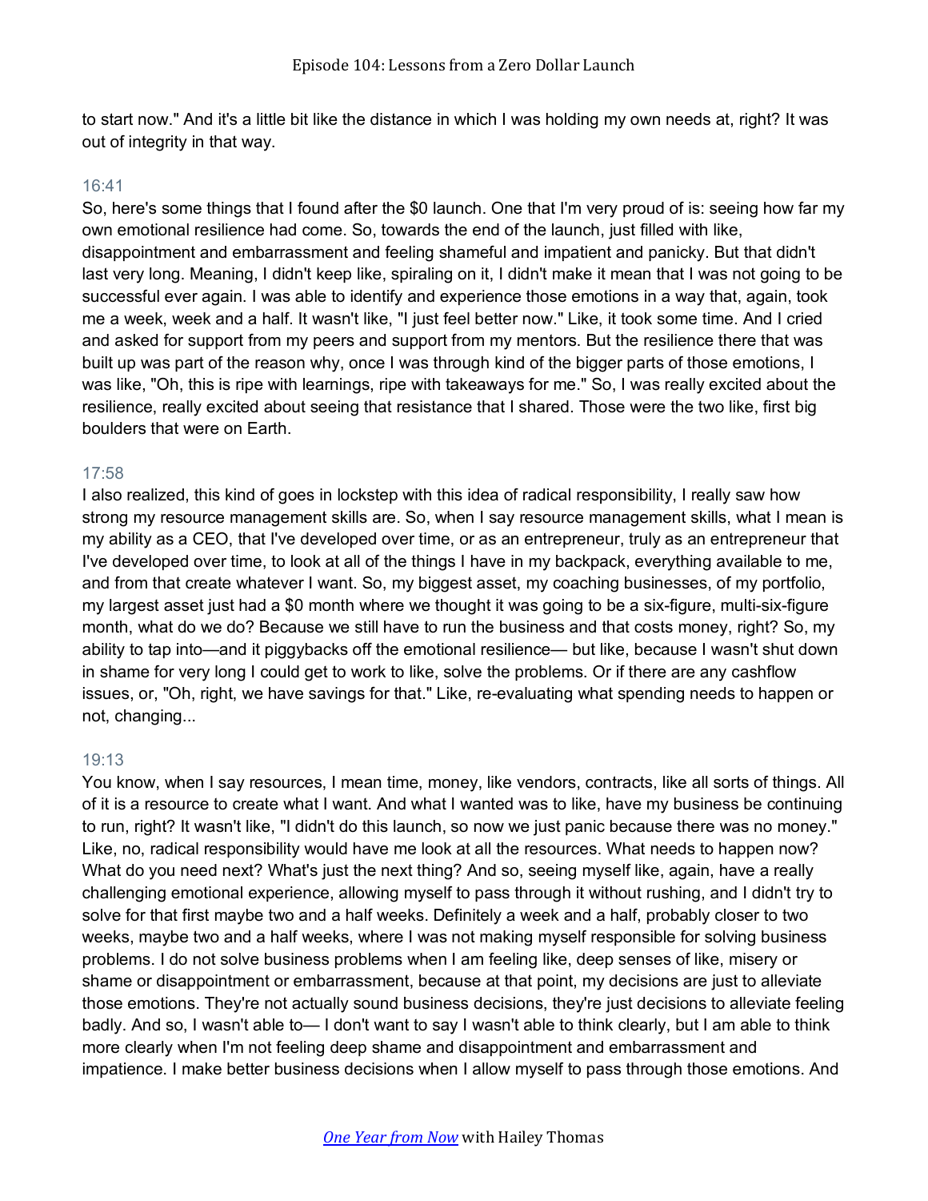to start now." And it's a little bit like the distance in which I was holding my own needs at, right? It was out of integrity in that way.

16:41

So, here's some things that I found after the $0 launch. One that I'm very proud of is: seeing how far my own emotional resilience had come. So, towards the end of the launch, just filled with like, disappointment and embarrassment and feeling shameful and impatient and panicky. But that didn't last very long. Meaning, I didn't keep like, spiraling on it, I didn't make it mean that I was not going to be successful ever again. I was able to identify and experience those emotions in a way that, again, took me a week, week and a half. It wasn't like, "I just feel better now." Like, it took some time. And I cried and asked for support from my peers and support from my mentors. But the resilience there that was built up was part of the reason why, once I was through kind of the bigger parts of those emotions, I was like, "Oh, this is ripe with learnings, ripe with takeaways for me." So, I was really excited about the resilience, really excited about seeing that resistance that I shared. Those were the two like, first big boulders that were on Earth.

17:58

I also realized, this kind of goes in lockstep with this idea of radical responsibility, I really saw how strong my resource management skills are. So, when I say resource management skills, what I mean is my ability as a CEO, that I've developed over time, or as an entrepreneur, truly as an entrepreneur that I've developed over time, to look at all of the things I have in my backpack, everything available to me, and from that create whatever I want. So, my biggest asset, my coaching businesses, of my portfolio, my largest asset just had a $0 month where we thought it was going to be a six-figure, multi-six-figure month, what do we do? Because we still have to run the business and that costs money, right? So, my ability to tap into—and it piggybacks off the emotional resilience— but like, because I wasn't shut down in shame for very long I could get to work to like, solve the problems. Or if there are any cashflow issues, or, "Oh, right, we have savings for that." Like, re-evaluating what spending needs to happen or not, changing...

19:13

You know, when I say resources, I mean time, money, like vendors, contracts, like all sorts of things. All of it is a resource to create what I want. And what I wanted was to like, have my business be continuing to run, right? It wasn't like, "I didn't do this launch, so now we just panic because there was no money." Like, no, radical responsibility would have me look at all the resources. What needs to happen now? What do you need next? What's just the next thing? And so, seeing myself like, again, have a really challenging emotional experience, allowing myself to pass through it without rushing, and I didn't try to solve for that first maybe two and a half weeks. Definitely a week and a half, probably closer to two weeks, maybe two and a half weeks, where I was not making myself responsible for solving business problems. I do not solve business problems when I am feeling like, deep senses of like, misery or shame or disappointment or embarrassment, because at that point, my decisions are just to alleviate those emotions. They're not actually sound business decisions, they're just decisions to alleviate feeling badly. And so, I wasn't able to— I don't want to say I wasn't able to think clearly, but I am able to think more clearly when I'm not feeling deep shame and disappointment and embarrassment and impatience. I make better business decisions when I allow myself to pass through those emotions. And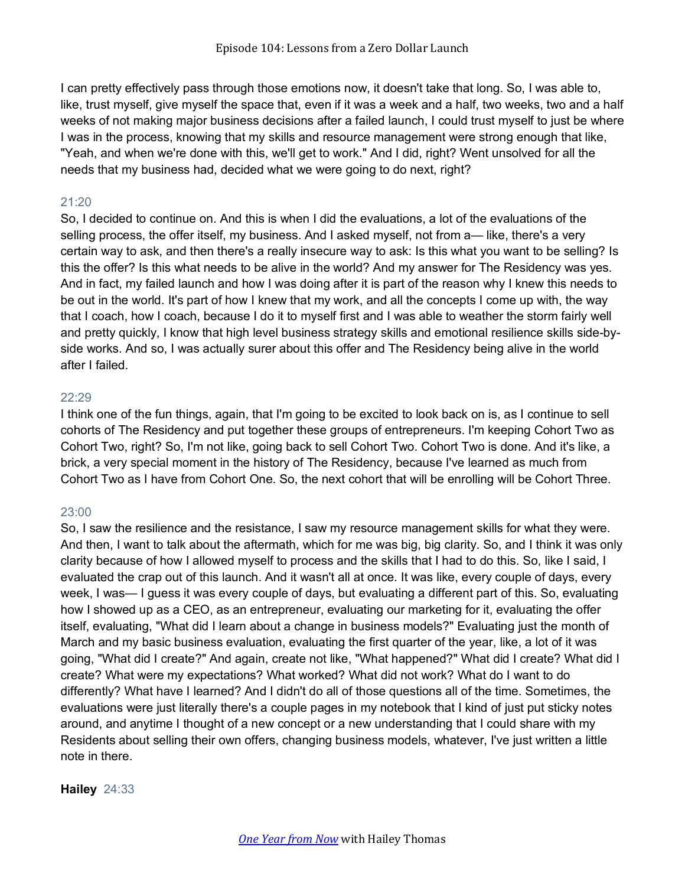I can pretty effectively pass through those emotions now, it doesn't take that long. So, I was able to, like, trust myself, give myself the space that, even if it was a week and a half, two weeks, two and a half weeks of not making major business decisions after a failed launch, I could trust myself to just be where I was in the process, knowing that my skills and resource management were strong enough that like, "Yeah, and when we're done with this, we'll get to work." And I did, right? Went unsolved for all the needs that my business had, decided what we were going to do next, right?

21:20

So, I decided to continue on. And this is when I did the evaluations, a lot of the evaluations of the selling process, the offer itself, my business. And I asked myself, not from a— like, there's a very certain way to ask, and then there's a really insecure way to ask: Is this what you want to be selling? Is this the offer? Is this what needs to be alive in the world? And my answer for The Residency was yes. And in fact, my failed launch and how I was doing after it is part of the reason why I knew this needs to be out in the world. It's part of how I knew that my work, and all the concepts I come up with, the way that I coach, how I coach, because I do it to myself first and I was able to weather the storm fairly well and pretty quickly, I know that high level business strategy skills and emotional resilience skills side-by-side works. And so, I was actually surer about this offer and The Residency being alive in the world after I failed.

22:29

I think one of the fun things, again, that I'm going to be excited to look back on is, as I continue to sell cohorts of The Residency and put together these groups of entrepreneurs. I'm keeping Cohort Two as Cohort Two, right? So, I'm not like, going back to sell Cohort Two. Cohort Two is done. And it's like, a brick, a very special moment in the history of The Residency, because I've learned as much from Cohort Two as I have from Cohort One. So, the next cohort that will be enrolling will be Cohort Three.

23:00

So, I saw the resilience and the resistance, I saw my resource management skills for what they were. And then, I want to talk about the aftermath, which for me was big, big clarity. So, and I think it was only clarity because of how I allowed myself to process and the skills that I had to do this. So, like I said, I evaluated the crap out of this launch. And it wasn't all at once. It was like, every couple of days, every week, I was— I guess it was every couple of days, but evaluating a different part of this. So, evaluating how I showed up as a CEO, as an entrepreneur, evaluating our marketing for it, evaluating the offer itself, evaluating, "What did I learn about a change in business models?" Evaluating just the month of March and my basic business evaluation, evaluating the first quarter of the year, like, a lot of it was going, "What did I create?" And again, create not like, "What happened?" What did I create? What did I create? What were my expectations? What worked? What did not work? What do I want to do differently? What have I learned? And I didn't do all of those questions all of the time. Sometimes, the evaluations were just literally there's a couple pages in my notebook that I kind of just put sticky notes around, and anytime I thought of a new concept or a new understanding that I could share with my Residents about selling their own offers, changing business models, whatever, I've just written a little note in there.

**Hailey** 24:33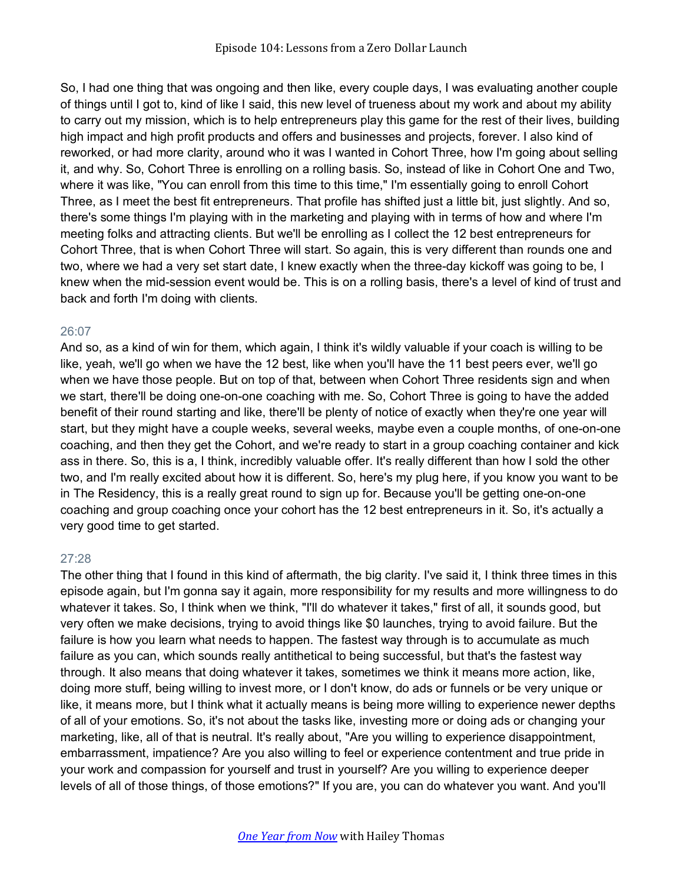So, I had one thing that was ongoing and then like, every couple days, I was evaluating another couple of things until I got to, kind of like I said, this new level of trueness about my work and about my ability to carry out my mission, which is to help entrepreneurs play this game for the rest of their lives, building high impact and high profit products and offers and businesses and projects, forever. I also kind of reworked, or had more clarity, around who it was I wanted in Cohort Three, how I'm going about selling it, and why. So, Cohort Three is enrolling on a rolling basis. So, instead of like in Cohort One and Two, where it was like, "You can enroll from this time to this time," I'm essentially going to enroll Cohort Three, as I meet the best fit entrepreneurs. That profile has shifted just a little bit, just slightly. And so, there's some things I'm playing with in the marketing and playing with in terms of how and where I'm meeting folks and attracting clients. But we'll be enrolling as I collect the 12 best entrepreneurs for Cohort Three, that is when Cohort Three will start. So again, this is very different than rounds one and two, where we had a very set start date, I knew exactly when the three-day kickoff was going to be, I knew when the mid-session event would be. This is on a rolling basis, there's a level of kind of trust and back and forth I'm doing with clients.

26:07

And so, as a kind of win for them, which again, I think it's wildly valuable if your coach is willing to be like, yeah, we'll go when we have the 12 best, like when you'll have the 11 best peers ever, we'll go when we have those people. But on top of that, between when Cohort Three residents sign and when we start, there'll be doing one-on-one coaching with me. So, Cohort Three is going to have the added benefit of their round starting and like, there'll be plenty of notice of exactly when they're one year will start, but they might have a couple weeks, several weeks, maybe even a couple months, of one-on-one coaching, and then they get the Cohort, and we're ready to start in a group coaching container and kick ass in there. So, this is a, I think, incredibly valuable offer. It's really different than how I sold the other two, and I'm really excited about how it is different. So, here's my plug here, if you know you want to be in The Residency, this is a really great round to sign up for. Because you'll be getting one-on-one coaching and group coaching once your cohort has the 12 best entrepreneurs in it. So, it's actually a very good time to get started.

27:28

The other thing that I found in this kind of aftermath, the big clarity. I've said it, I think three times in this episode again, but I'm gonna say it again, more responsibility for my results and more willingness to do whatever it takes. So, I think when we think, "I'll do whatever it takes," first of all, it sounds good, but very often we make decisions, trying to avoid things like $0 launches, trying to avoid failure. But the failure is how you learn what needs to happen. The fastest way through is to accumulate as much failure as you can, which sounds really antithetical to being successful, but that's the fastest way through. It also means that doing whatever it takes, sometimes we think it means more action, like, doing more stuff, being willing to invest more, or I don't know, do ads or funnels or be very unique or like, it means more, but I think what it actually means is being more willing to experience newer depths of all of your emotions. So, it's not about the tasks like, investing more or doing ads or changing your marketing, like, all of that is neutral. It's really about, "Are you willing to experience disappointment, embarrassment, impatience? Are you also willing to feel or experience contentment and true pride in your work and compassion for yourself and trust in yourself? Are you willing to experience deeper levels of all of those things, of those emotions?" If you are, you can do whatever you want. And you'll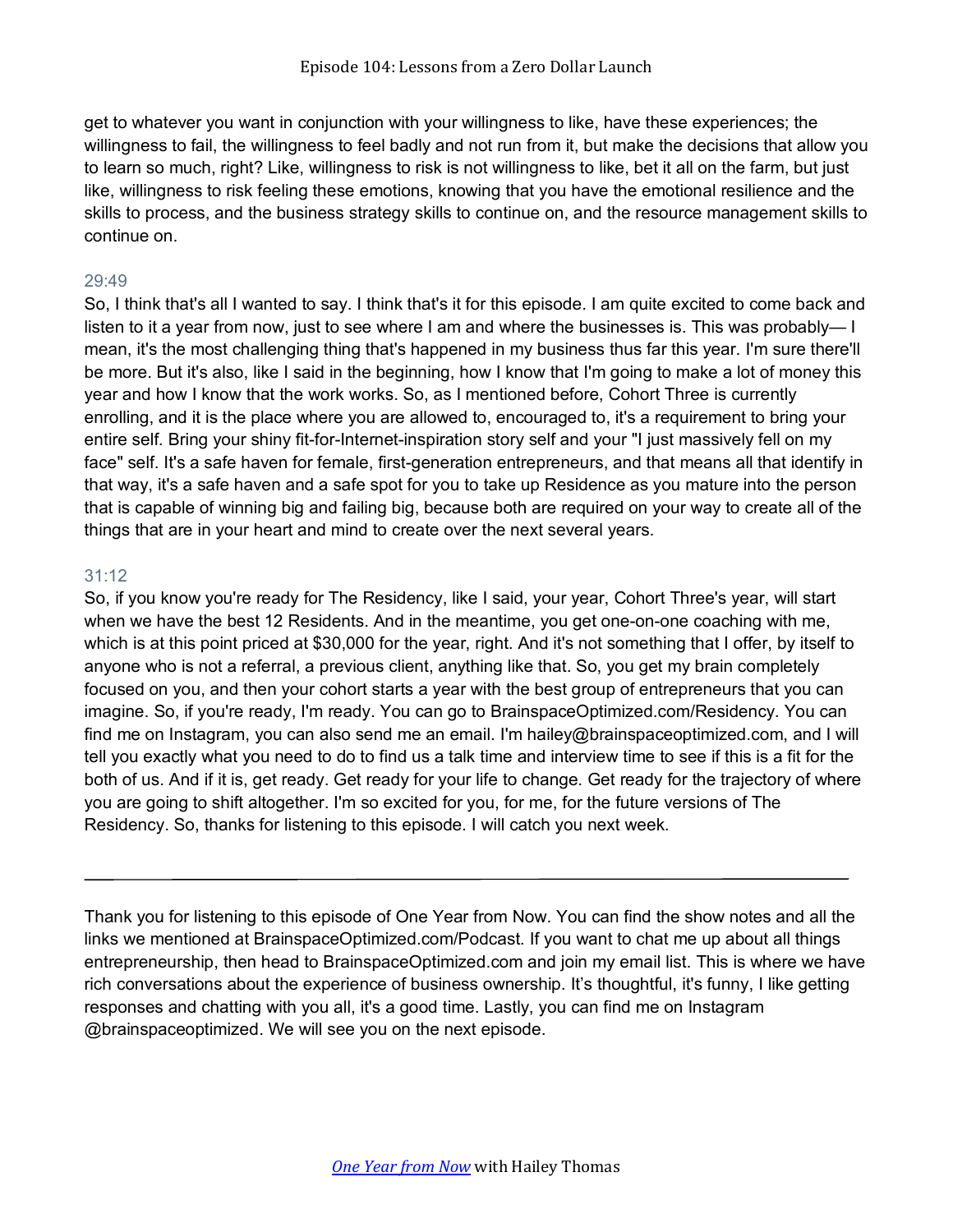get to whatever you want in conjunction with your willingness to like, have these experiences; the willingness to fail, the willingness to feel badly and not run from it, but make the decisions that allow you to learn so much, right? Like, willingness to risk is not willingness to like, bet it all on the farm, but just like, willingness to risk feeling these emotions, knowing that you have the emotional resilience and the skills to process, and the business strategy skills to continue on, and the resource management skills to continue on.

29:49

So, I think that's all I wanted to say. I think that's it for this episode. I am quite excited to come back and listen to it a year from now, just to see where I am and where the businesses is. This was probably— I mean, it's the most challenging thing that's happened in my business thus far this year. I'm sure there'll be more. But it's also, like I said in the beginning, how I know that I'm going to make a lot of money this year and how I know that the work works. So, as I mentioned before, Cohort Three is currently enrolling, and it is the place where you are allowed to, encouraged to, it's a requirement to bring your entire self. Bring your shiny fit-for-Internet-inspiration story self and your "I just massively fell on my face" self. It's a safe haven for female, first-generation entrepreneurs, and that means all that identify in that way, it's a safe haven and a safe spot for you to take up Residence as you mature into the person that is capable of winning big and failing big, because both are required on your way to create all of the things that are in your heart and mind to create over the next several years.

31:12

So, if you know you're ready for The Residency, like I said, your year, Cohort Three's year, will start when we have the best 12 Residents. And in the meantime, you get one-on-one coaching with me, which is at this point priced at $30,000 for the year, right. And it's not something that I offer, by itself to anyone who is not a referral, a previous client, anything like that. So, you get my brain completely focused on you, and then your cohort starts a year with the best group of entrepreneurs that you can imagine. So, if you're ready, I'm ready. You can go to BrainspaceOptimized.com/Residency. You can find me on Instagram, you can also send me an email. I'm hailey@brainspaceoptimized.com, and I will tell you exactly what you need to do to find us a talk time and interview time to see if this is a fit for the both of us. And if it is, get ready. Get ready for your life to change. Get ready for the trajectory of where you are going to shift altogether. I'm so excited for you, for me, for the future versions of The Residency. So, thanks for listening to this episode. I will catch you next week.

---

Thank you for listening to this episode of One Year from Now. You can find the show notes and all the links we mentioned at BrainspaceOptimized.com/Podcast. If you want to chat me up about all things entrepreneurship, then head to BrainspaceOptimized.com and join my email list. This is where we have rich conversations about the experience of business ownership. It's thoughtful, it's funny, I like getting responses and chatting with you all, it's a good time. Lastly, you can find me on Instagram @brainspaceoptimized. We will see you on the next episode.